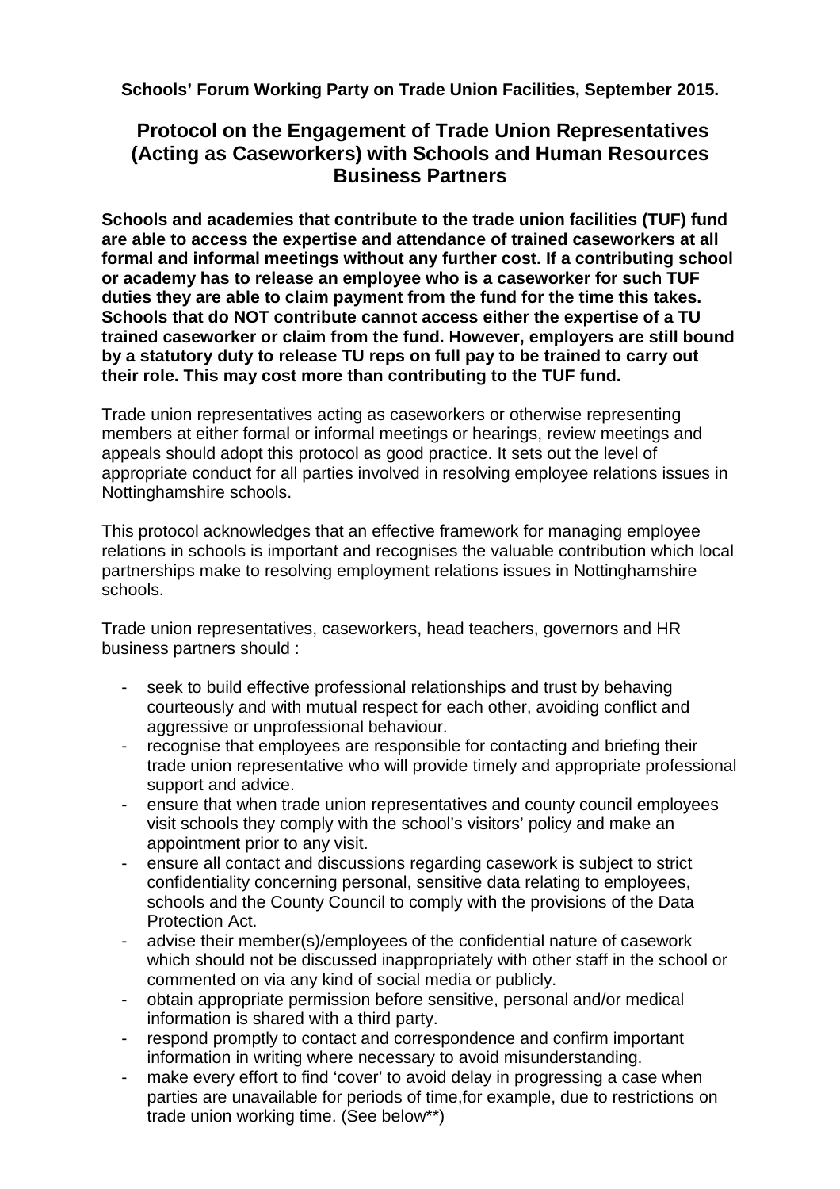**Schools' Forum Working Party on Trade Union Facilities, September 2015.**

## Protocol on the Engagement of Trade Union Representatives (Acting as Caseworkers) with Schools and Human Resources Business Partners

**Schools and academies that contribute to the trade union facilities (TUF) fund are able to access the expertise and attendance of trained caseworkers at all formal and informal meetings without any further cost. If a contributing school or academy has to release an employee who is a caseworker for such TUF duties they are able to claim payment from the fund for the time this takes. Schools that do NOT contribute cannot access either the expertise of a TU trained caseworker or claim from the fund. However, employers are still bound by a statutory duty to release TU reps on full pay to be trained to carry out their role. This may cost more than contributing to the TUF fund.**

Trade union representatives acting as caseworkers or otherwise representing members at either formal or informal meetings or hearings, review meetings and appeals should adopt this protocol as good practice. It sets out the level of appropriate conduct for all parties involved in resolving employee relations issues in Nottinghamshire schools.

This protocol acknowledges that an effective framework for managing employee relations in schools is important and recognises the valuable contribution which local partnerships make to resolving employment relations issues in Nottinghamshire schools.

Trade union representatives, caseworkers, head teachers, governors and HR business partners should :

- seek to build effective professional relationships and trust by behaving courteously and with mutual respect for each other, avoiding conflict and aggressive or unprofessional behaviour.
- recognise that employees are responsible for contacting and briefing their trade union representative who will provide timely and appropriate professional support and advice.
- ensure that when trade union representatives and county council employees visit schools they comply with the school's visitors' policy and make an appointment prior to any visit.
- ensure all contact and discussions regarding casework is subject to strict confidentiality concerning personal, sensitive data relating to employees, schools and the County Council to comply with the provisions of the Data Protection Act.
- advise their member(s)/employees of the confidential nature of casework which should not be discussed inappropriately with other staff in the school or commented on via any kind of social media or publicly.
- obtain appropriate permission before sensitive, personal and/or medical information is shared with a third party.
- respond promptly to contact and correspondence and confirm important information in writing where necessary to avoid misunderstanding.
- make every effort to find 'cover' to avoid delay in progressing a case when parties are unavailable for periods of time,for example, due to restrictions on trade union working time. (See below**)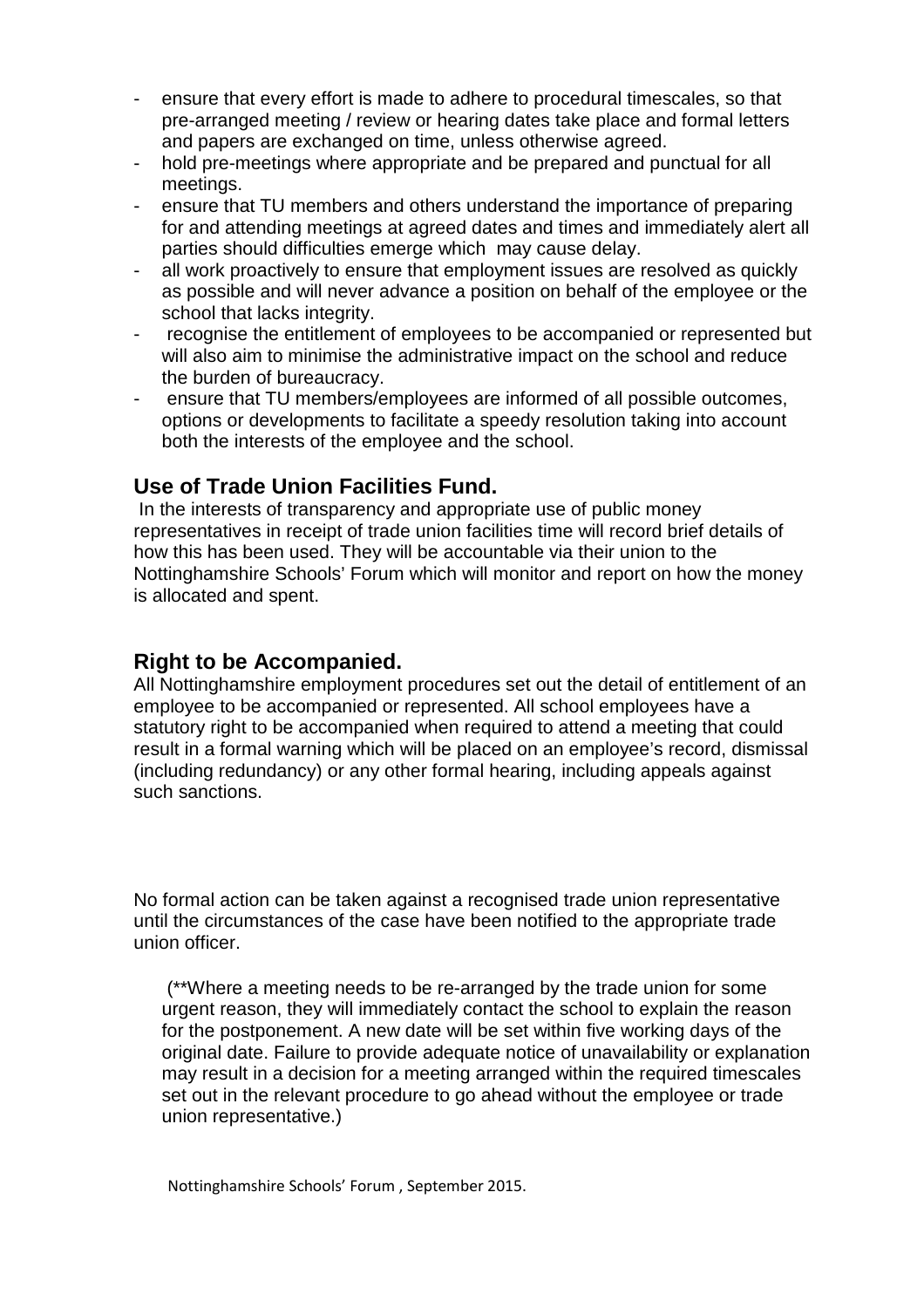- ensure that every effort is made to adhere to procedural timescales, so that pre-arranged meeting / review or hearing dates take place and formal letters and papers are exchanged on time, unless otherwise agreed.
- hold pre-meetings where appropriate and be prepared and punctual for all meetings.
- ensure that TU members and others understand the importance of preparing for and attending meetings at agreed dates and times and immediately alert all parties should difficulties emerge which may cause delay.
- all work proactively to ensure that employment issues are resolved as quickly as possible and will never advance a position on behalf of the employee or the school that lacks integrity.
- recognise the entitlement of employees to be accompanied or represented but will also aim to minimise the administrative impact on the school and reduce the burden of bureaucracy.
- ensure that TU members/employees are informed of all possible outcomes, options or developments to facilitate a speedy resolution taking into account both the interests of the employee and the school.

## Use of Trade Union Facilities Fund.

In the interests of transparency and appropriate use of public money representatives in receipt of trade union facilities time will record brief details of how this has been used. They will be accountable via their union to the Nottinghamshire Schools' Forum which will monitor and report on how the money is allocated and spent.

## Right to be Accompanied.

All Nottinghamshire employment procedures set out the detail of entitlement of an employee to be accompanied or represented. All school employees have a statutory right to be accompanied when required to attend a meeting that could result in a formal warning which will be placed on an employee's record, dismissal (including redundancy) or any other formal hearing, including appeals against such sanctions.

No formal action can be taken against a recognised trade union representative until the circumstances of the case have been notified to the appropriate trade union officer.

(**Where a meeting needs to be re-arranged by the trade union for some urgent reason, they will immediately contact the school to explain the reason for the postponement. A new date will be set within five working days of the original date. Failure to provide adequate notice of unavailability or explanation may result in a decision for a meeting arranged within the required timescales set out in the relevant procedure to go ahead without the employee or trade union representative.)

Nottinghamshire Schools' Forum , September 2015.